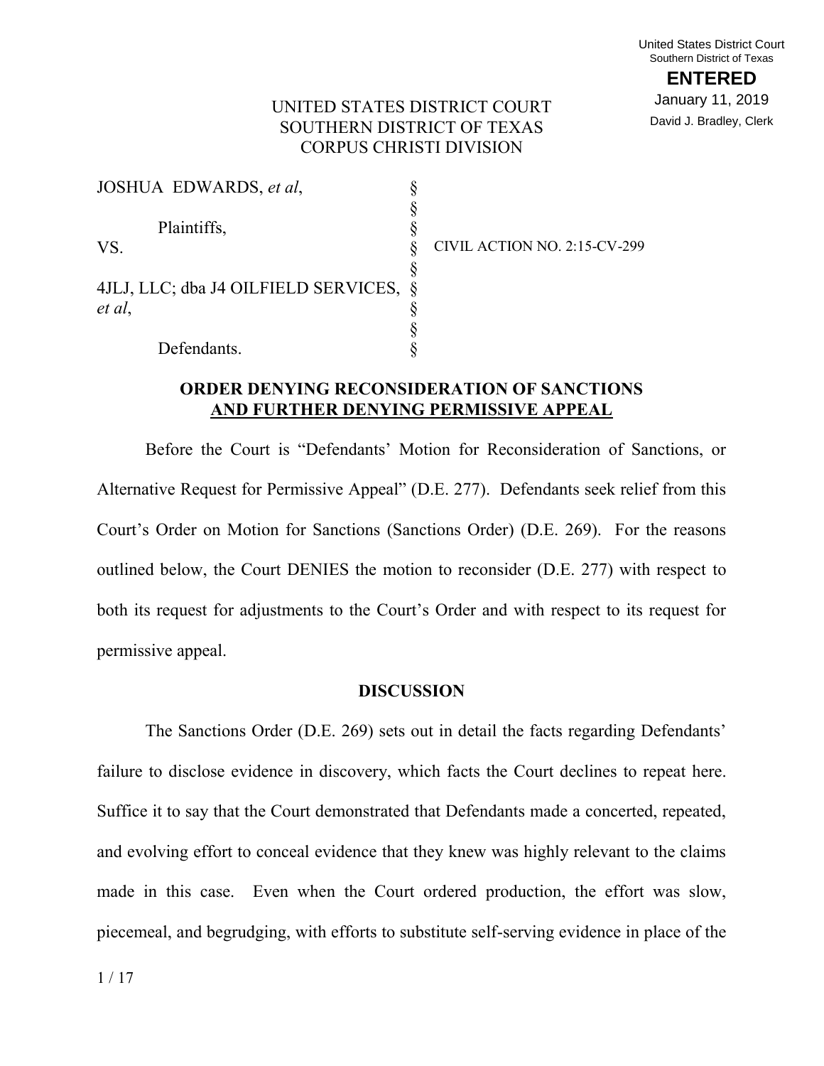United States District Court
Southern District of Texas

**ENTERED**

January 11, 2019

David J. Bradley, Clerk

UNITED STATES DISTRICT COURT
SOUTHERN DISTRICT OF TEXAS
CORPUS CHRISTI DIVISION

| | | |
|---|---|---|
| JOSHUA EDWARDS, *et al*, | § | |
| | § | |
| Plaintiffs, | § | |
| VS. | § | CIVIL ACTION NO. 2:15-CV-299 |
| | § | |
| 4JLJ, LLC; dba J4 OILFIELD SERVICES, *et al*, | § | |
| | § | |
| | § | |
| Defendants. | § | |

## ORDER DENYING RECONSIDERATION OF SANCTIONS AND FURTHER DENYING PERMISSIVE APPEAL

Before the Court is "Defendants' Motion for Reconsideration of Sanctions, or Alternative Request for Permissive Appeal" (D.E. 277). Defendants seek relief from this Court's Order on Motion for Sanctions (Sanctions Order) (D.E. 269). For the reasons outlined below, the Court DENIES the motion to reconsider (D.E. 277) with respect to both its request for adjustments to the Court's Order and with respect to its request for permissive appeal.

### DISCUSSION

The Sanctions Order (D.E. 269) sets out in detail the facts regarding Defendants' failure to disclose evidence in discovery, which facts the Court declines to repeat here. Suffice it to say that the Court demonstrated that Defendants made a concerted, repeated, and evolving effort to conceal evidence that they knew was highly relevant to the claims made in this case. Even when the Court ordered production, the effort was slow, piecemeal, and begrudging, with efforts to substitute self-serving evidence in place of the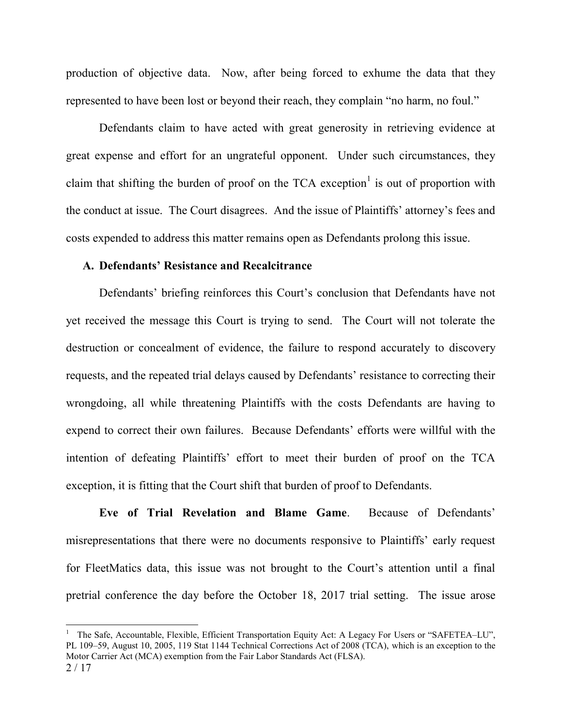production of objective data. Now, after being forced to exhume the data that they represented to have been lost or beyond their reach, they complain "no harm, no foul."

Defendants claim to have acted with great generosity in retrieving evidence at great expense and effort for an ungrateful opponent. Under such circumstances, they claim that shifting the burden of proof on the TCA exception[1] is out of proportion with the conduct at issue. The Court disagrees. And the issue of Plaintiffs' attorney's fees and costs expended to address this matter remains open as Defendants prolong this issue.

### A. Defendants' Resistance and Recalcitrance

Defendants' briefing reinforces this Court's conclusion that Defendants have not yet received the message this Court is trying to send. The Court will not tolerate the destruction or concealment of evidence, the failure to respond accurately to discovery requests, and the repeated trial delays caused by Defendants' resistance to correcting their wrongdoing, all while threatening Plaintiffs with the costs Defendants are having to expend to correct their own failures. Because Defendants' efforts were willful with the intention of defeating Plaintiffs' effort to meet their burden of proof on the TCA exception, it is fitting that the Court shift that burden of proof to Defendants.

**Eve of Trial Revelation and Blame Game**. Because of Defendants' misrepresentations that there were no documents responsive to Plaintiffs' early request for FleetMatics data, this issue was not brought to the Court's attention until a final pretrial conference the day before the October 18, 2017 trial setting. The issue arose

---

[1] The Safe, Accountable, Flexible, Efficient Transportation Equity Act: A Legacy For Users or "SAFETEA–LU", PL 109–59, August 10, 2005, 119 Stat 1144 Technical Corrections Act of 2008 (TCA), which is an exception to the Motor Carrier Act (MCA) exemption from the Fair Labor Standards Act (FLSA).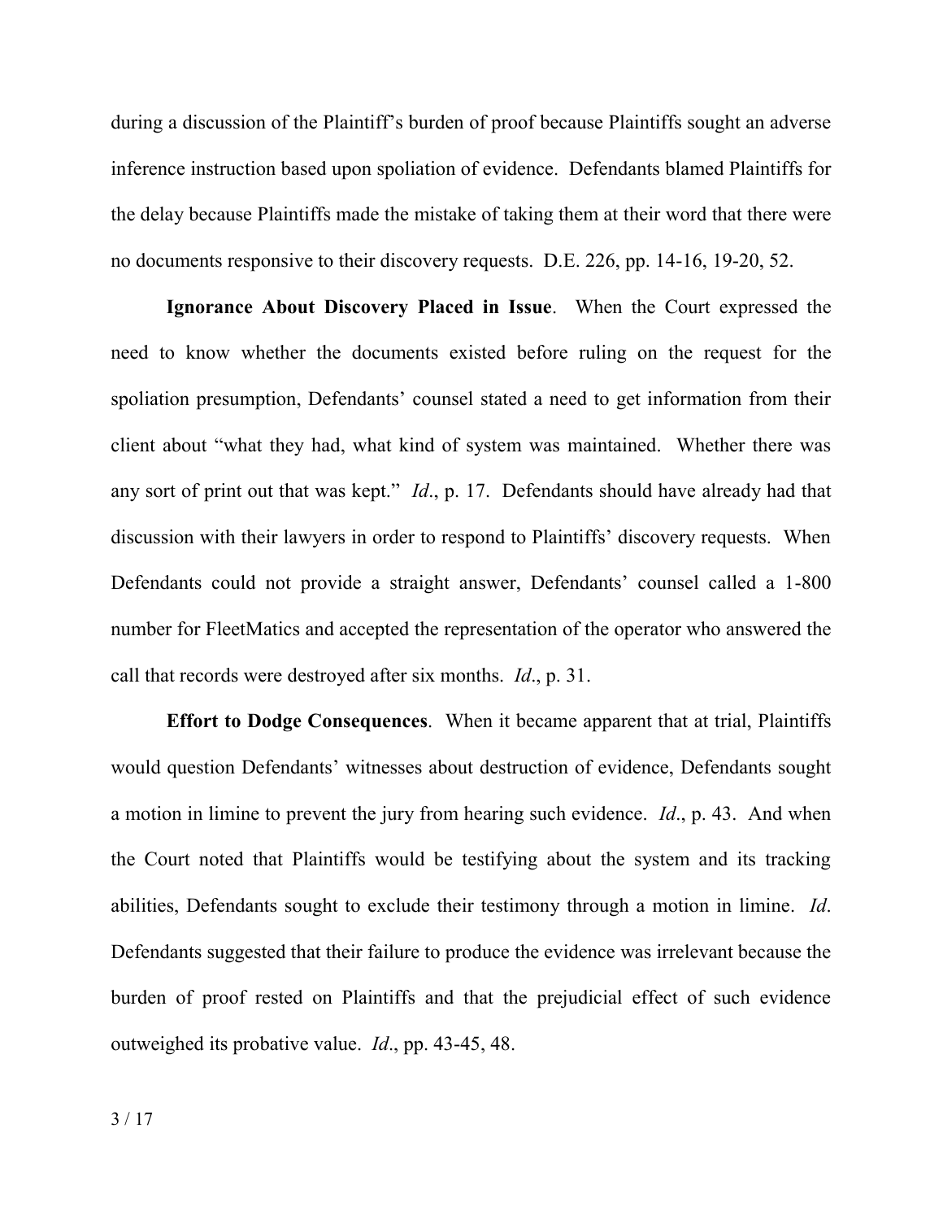during a discussion of the Plaintiff's burden of proof because Plaintiffs sought an adverse inference instruction based upon spoliation of evidence. Defendants blamed Plaintiffs for the delay because Plaintiffs made the mistake of taking them at their word that there were no documents responsive to their discovery requests. D.E. 226, pp. 14-16, 19-20, 52.

**Ignorance About Discovery Placed in Issue**. When the Court expressed the need to know whether the documents existed before ruling on the request for the spoliation presumption, Defendants' counsel stated a need to get information from their client about "what they had, what kind of system was maintained. Whether there was any sort of print out that was kept." *Id*., p. 17. Defendants should have already had that discussion with their lawyers in order to respond to Plaintiffs' discovery requests. When Defendants could not provide a straight answer, Defendants' counsel called a 1-800 number for FleetMatics and accepted the representation of the operator who answered the call that records were destroyed after six months. *Id*., p. 31.

**Effort to Dodge Consequences**. When it became apparent that at trial, Plaintiffs would question Defendants' witnesses about destruction of evidence, Defendants sought a motion in limine to prevent the jury from hearing such evidence. *Id*., p. 43. And when the Court noted that Plaintiffs would be testifying about the system and its tracking abilities, Defendants sought to exclude their testimony through a motion in limine. *Id*. Defendants suggested that their failure to produce the evidence was irrelevant because the burden of proof rested on Plaintiffs and that the prejudicial effect of such evidence outweighed its probative value. *Id*., pp. 43-45, 48.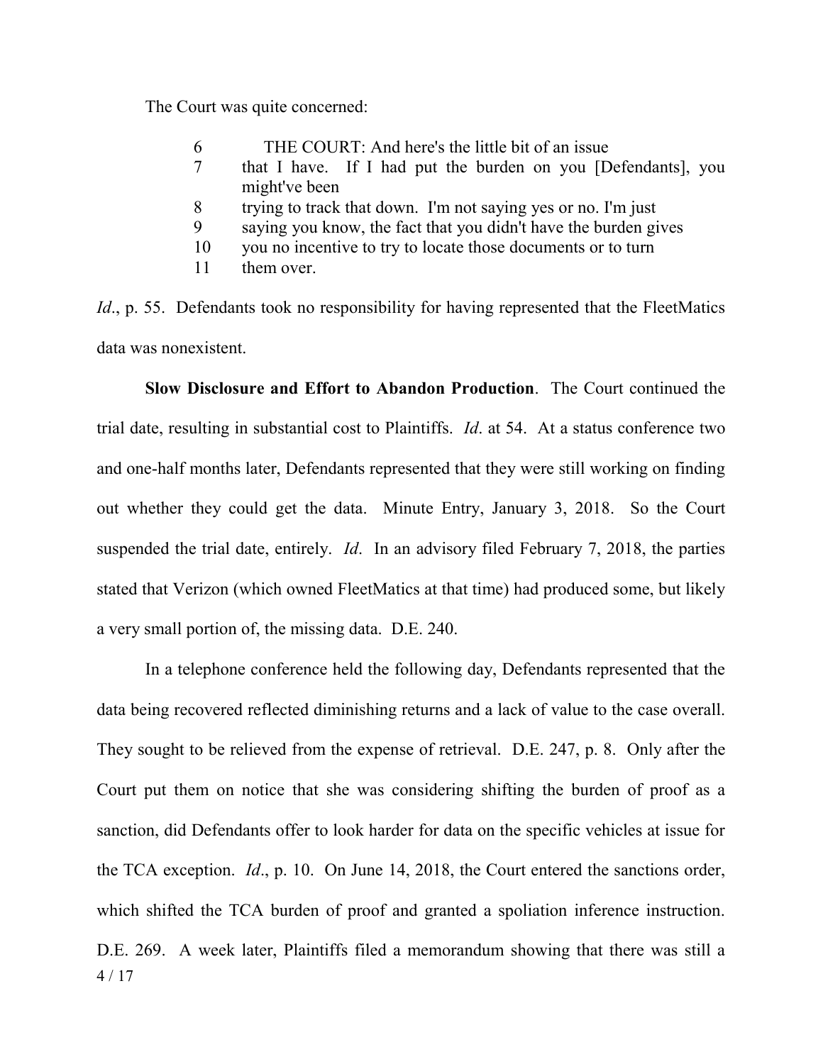The Court was quite concerned:

> 6 THE COURT: And here's the little bit of an issue
> 7 that I have. If I had put the burden on you [Defendants], you might've been
> 8 trying to track that down. I'm not saying yes or no. I'm just
> 9 saying you know, the fact that you didn't have the burden gives
> 10 you no incentive to try to locate those documents or to turn
> 11 them over.

*Id*., p. 55. Defendants took no responsibility for having represented that the FleetMatics data was nonexistent.

**Slow Disclosure and Effort to Abandon Production**. The Court continued the trial date, resulting in substantial cost to Plaintiffs. *Id*. at 54. At a status conference two and one-half months later, Defendants represented that they were still working on finding out whether they could get the data. Minute Entry, January 3, 2018. So the Court suspended the trial date, entirely. *Id*. In an advisory filed February 7, 2018, the parties stated that Verizon (which owned FleetMatics at that time) had produced some, but likely a very small portion of, the missing data. D.E. 240.

In a telephone conference held the following day, Defendants represented that the data being recovered reflected diminishing returns and a lack of value to the case overall. They sought to be relieved from the expense of retrieval. D.E. 247, p. 8. Only after the Court put them on notice that she was considering shifting the burden of proof as a sanction, did Defendants offer to look harder for data on the specific vehicles at issue for the TCA exception. *Id*., p. 10. On June 14, 2018, the Court entered the sanctions order, which shifted the TCA burden of proof and granted a spoliation inference instruction. D.E. 269. A week later, Plaintiffs filed a memorandum showing that there was still a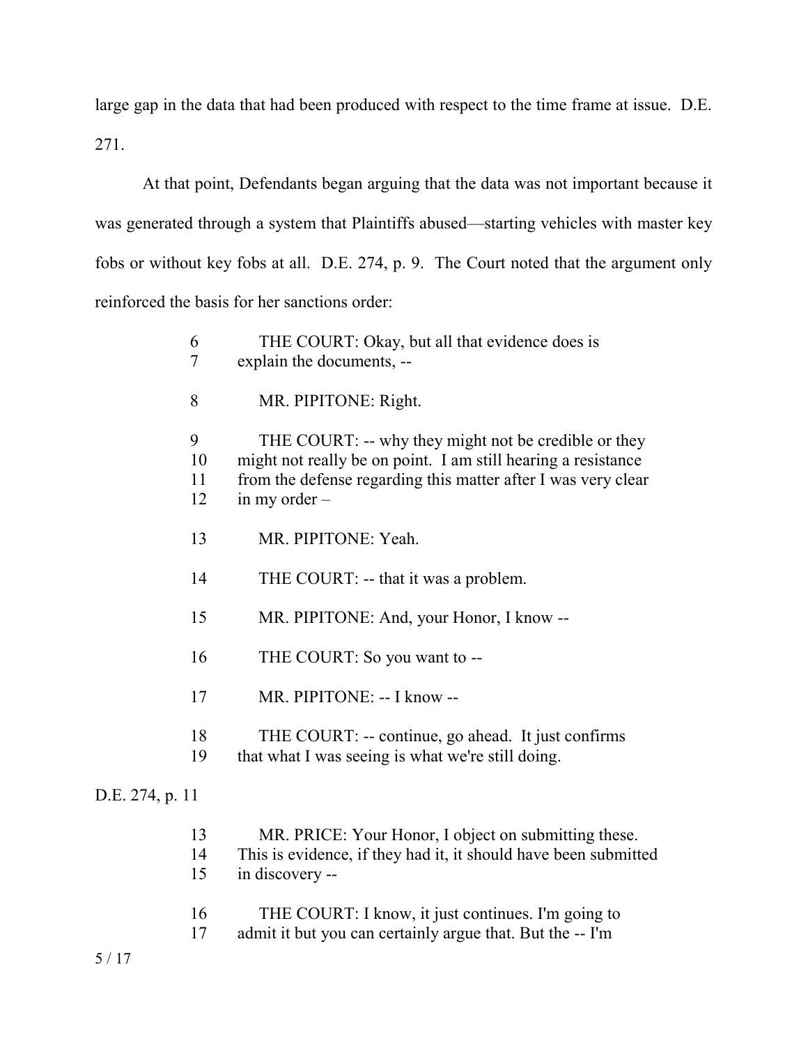large gap in the data that had been produced with respect to the time frame at issue. D.E. 271.

At that point, Defendants began arguing that the data was not important because it was generated through a system that Plaintiffs abused—starting vehicles with master key fobs or without key fobs at all. D.E. 274, p. 9. The Court noted that the argument only reinforced the basis for her sanctions order:

> 6 THE COURT: Okay, but all that evidence does is
> 7 explain the documents, --
>
> 8 MR. PIPITONE: Right.
>
> 9 THE COURT: -- why they might not be credible or they
> 10 might not really be on point. I am still hearing a resistance
> 11 from the defense regarding this matter after I was very clear
> 12 in my order –
>
> 13 MR. PIPITONE: Yeah.
>
> 14 THE COURT: -- that it was a problem.
>
> 15 MR. PIPITONE: And, your Honor, I know --
>
> 16 THE COURT: So you want to --
>
> 17 MR. PIPITONE: -- I know --
>
> 18 THE COURT: -- continue, go ahead. It just confirms
> 19 that what I was seeing is what we're still doing.

D.E. 274, p. 11

> 13 MR. PRICE: Your Honor, I object on submitting these.
> 14 This is evidence, if they had it, it should have been submitted
> 15 in discovery --
>
> 16 THE COURT: I know, it just continues. I'm going to
> 17 admit it but you can certainly argue that. But the -- I'm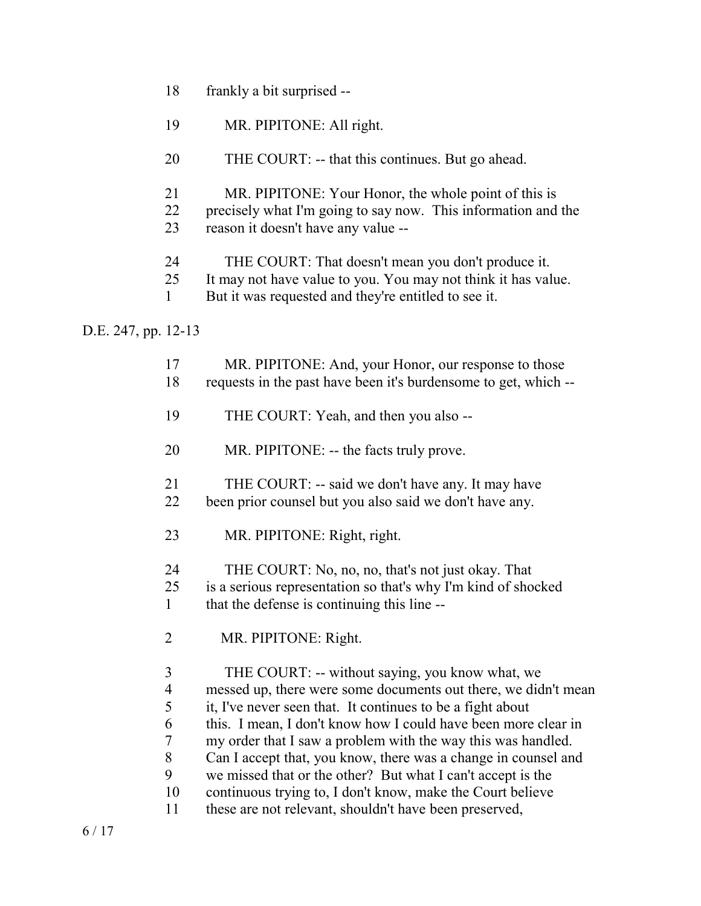18 frankly a bit surprised --

19 MR. PIPITONE: All right.

20 THE COURT: -- that this continues. But go ahead.

21 MR. PIPITONE: Your Honor, the whole point of this is
22 precisely what I'm going to say now. This information and the
23 reason it doesn't have any value --

24 THE COURT: That doesn't mean you don't produce it.
25 It may not have value to you. You may not think it has value.
1 But it was requested and they're entitled to see it.

D.E. 247, pp. 12-13

17 MR. PIPITONE: And, your Honor, our response to those
18 requests in the past have been it's burdensome to get, which --

19 THE COURT: Yeah, and then you also --

20 MR. PIPITONE: -- the facts truly prove.

21 THE COURT: -- said we don't have any. It may have
22 been prior counsel but you also said we don't have any.

23 MR. PIPITONE: Right, right.

24 THE COURT: No, no, no, that's not just okay. That
25 is a serious representation so that's why I'm kind of shocked
1 that the defense is continuing this line --

2 MR. PIPITONE: Right.

3 THE COURT: -- without saying, you know what, we
4 messed up, there were some documents out there, we didn't mean
5 it, I've never seen that. It continues to be a fight about
6 this. I mean, I don't know how I could have been more clear in
7 my order that I saw a problem with the way this was handled.
8 Can I accept that, you know, there was a change in counsel and
9 we missed that or the other? But what I can't accept is the
10 continuous trying to, I don't know, make the Court believe
11 these are not relevant, shouldn't have been preserved,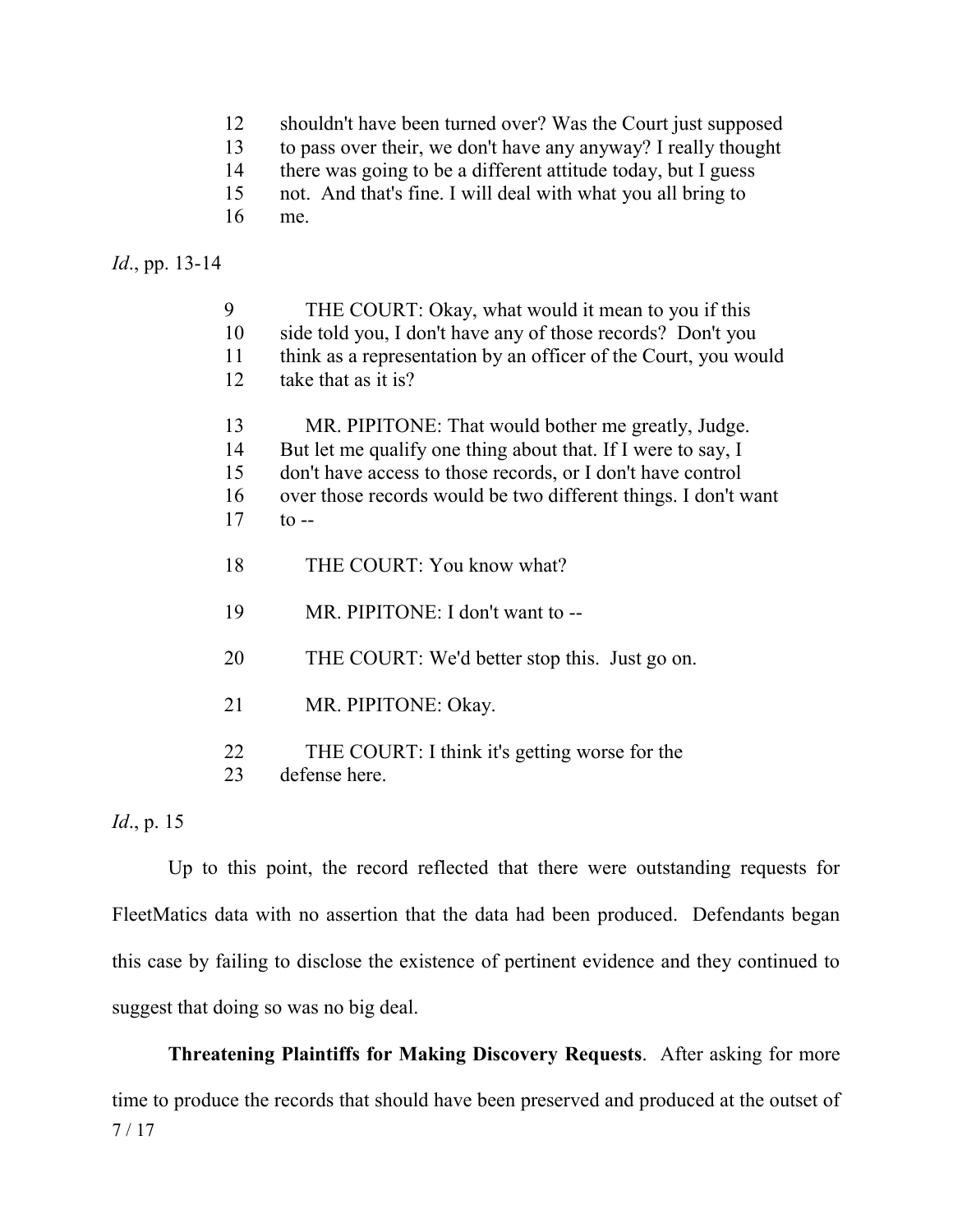12 shouldn't have been turned over? Was the Court just supposed
13 to pass over their, we don't have any anyway? I really thought
14 there was going to be a different attitude today, but I guess
15 not. And that's fine. I will deal with what you all bring to
16 me.

*Id*., pp. 13-14

9 THE COURT: Okay, what would it mean to you if this
10 side told you, I don't have any of those records? Don't you
11 think as a representation by an officer of the Court, you would
12 take that as it is?

13 MR. PIPITONE: That would bother me greatly, Judge.
14 But let me qualify one thing about that. If I were to say, I
15 don't have access to those records, or I don't have control
16 over those records would be two different things. I don't want
17 to --

18 THE COURT: You know what?

19 MR. PIPITONE: I don't want to --

20 THE COURT: We'd better stop this. Just go on.

21 MR. PIPITONE: Okay.

22 THE COURT: I think it's getting worse for the
23 defense here.

*Id*., p. 15

Up to this point, the record reflected that there were outstanding requests for FleetMatics data with no assertion that the data had been produced. Defendants began this case by failing to disclose the existence of pertinent evidence and they continued to suggest that doing so was no big deal.

**Threatening Plaintiffs for Making Discovery Requests**. After asking for more time to produce the records that should have been preserved and produced at the outset of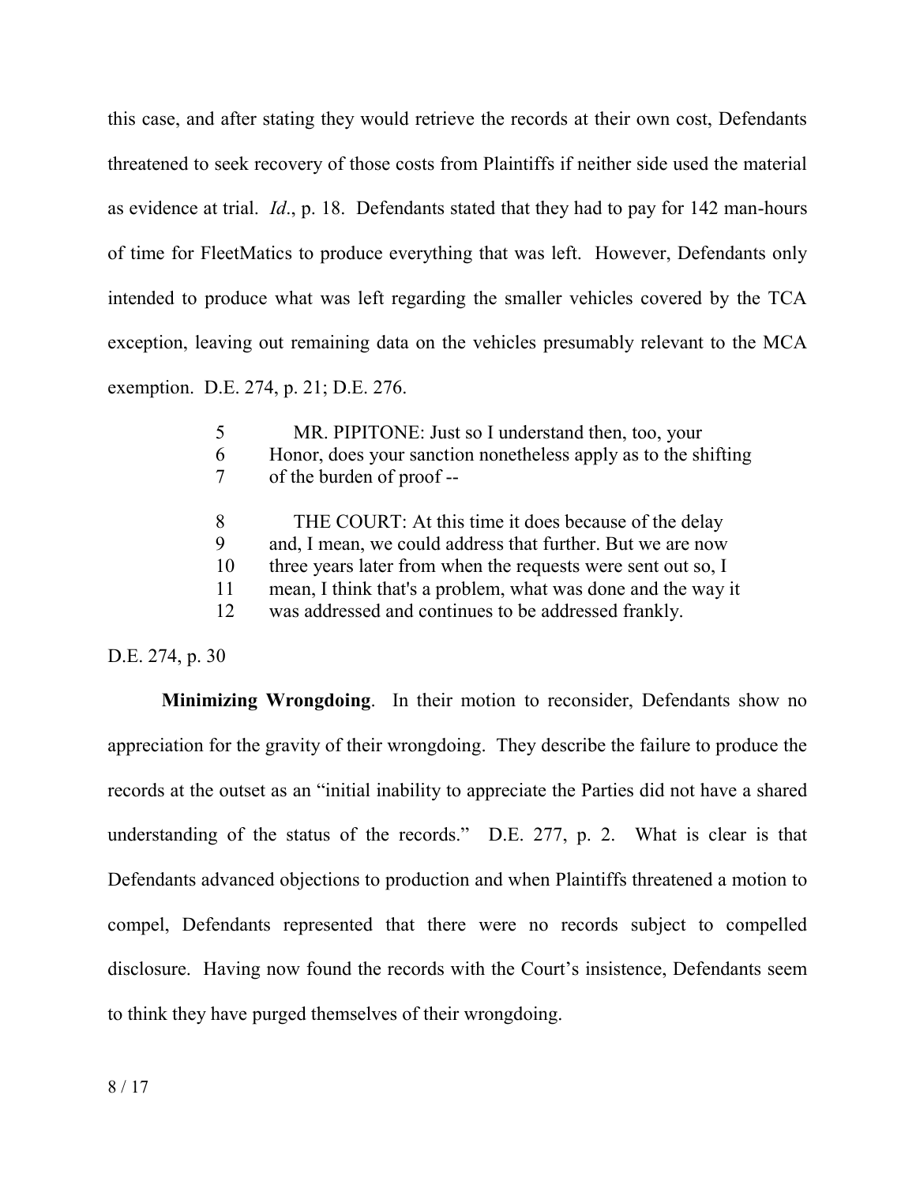this case, and after stating they would retrieve the records at their own cost, Defendants threatened to seek recovery of those costs from Plaintiffs if neither side used the material as evidence at trial. *Id*., p. 18. Defendants stated that they had to pay for 142 man-hours of time for FleetMatics to produce everything that was left. However, Defendants only intended to produce what was left regarding the smaller vehicles covered by the TCA exception, leaving out remaining data on the vehicles presumably relevant to the MCA exemption. D.E. 274, p. 21; D.E. 276.

> 5 MR. PIPITONE: Just so I understand then, too, your
> 6 Honor, does your sanction nonetheless apply as to the shifting
> 7 of the burden of proof --
>
> 8 THE COURT: At this time it does because of the delay
> 9 and, I mean, we could address that further. But we are now
> 10 three years later from when the requests were sent out so, I
> 11 mean, I think that's a problem, what was done and the way it
> 12 was addressed and continues to be addressed frankly.

D.E. 274, p. 30

**Minimizing Wrongdoing**. In their motion to reconsider, Defendants show no appreciation for the gravity of their wrongdoing. They describe the failure to produce the records at the outset as an "initial inability to appreciate the Parties did not have a shared understanding of the status of the records." D.E. 277, p. 2. What is clear is that Defendants advanced objections to production and when Plaintiffs threatened a motion to compel, Defendants represented that there were no records subject to compelled disclosure. Having now found the records with the Court's insistence, Defendants seem to think they have purged themselves of their wrongdoing.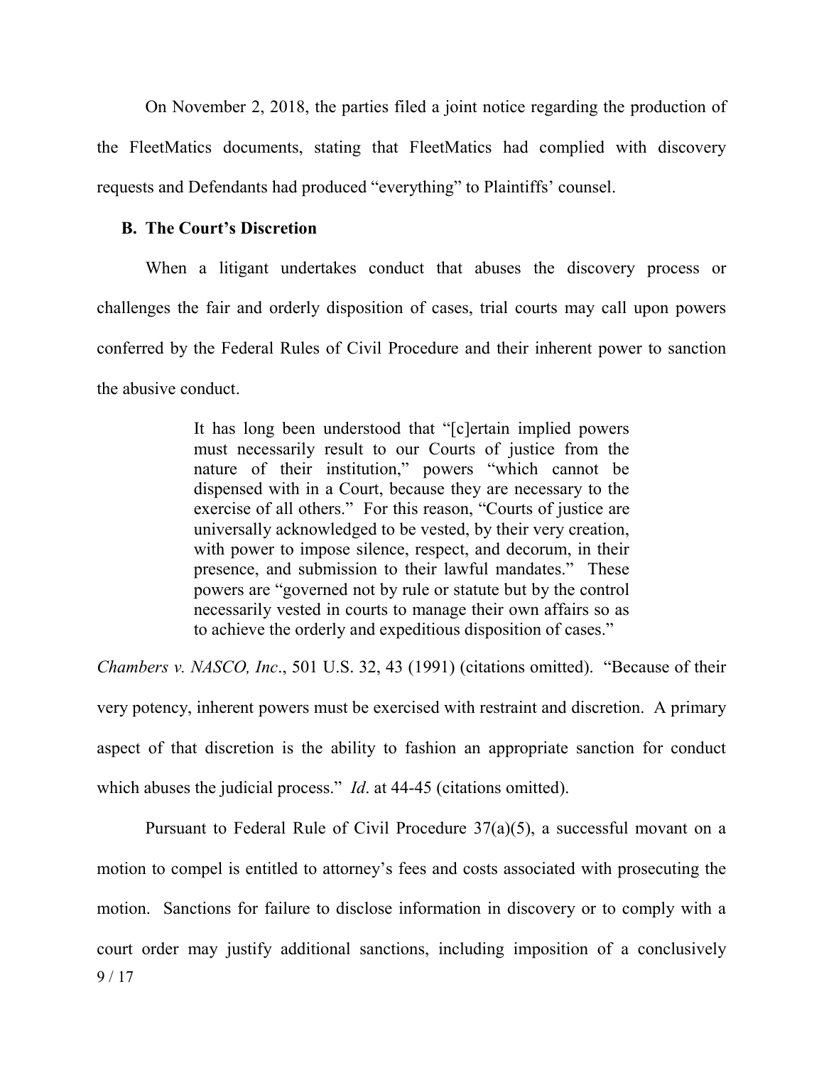On November 2, 2018, the parties filed a joint notice regarding the production of the FleetMatics documents, stating that FleetMatics had complied with discovery requests and Defendants had produced "everything" to Plaintiffs' counsel.

### B. The Court's Discretion

When a litigant undertakes conduct that abuses the discovery process or challenges the fair and orderly disposition of cases, trial courts may call upon powers conferred by the Federal Rules of Civil Procedure and their inherent power to sanction the abusive conduct.

> It has long been understood that "[c]ertain implied powers must necessarily result to our Courts of justice from the nature of their institution," powers "which cannot be dispensed with in a Court, because they are necessary to the exercise of all others." For this reason, "Courts of justice are universally acknowledged to be vested, by their very creation, with power to impose silence, respect, and decorum, in their presence, and submission to their lawful mandates." These powers are "governed not by rule or statute but by the control necessarily vested in courts to manage their own affairs so as to achieve the orderly and expeditious disposition of cases."

*Chambers v. NASCO, Inc*., 501 U.S. 32, 43 (1991) (citations omitted). "Because of their very potency, inherent powers must be exercised with restraint and discretion. A primary aspect of that discretion is the ability to fashion an appropriate sanction for conduct which abuses the judicial process." *Id*. at 44-45 (citations omitted).

Pursuant to Federal Rule of Civil Procedure 37(a)(5), a successful movant on a motion to compel is entitled to attorney's fees and costs associated with prosecuting the motion. Sanctions for failure to disclose information in discovery or to comply with a court order may justify additional sanctions, including imposition of a conclusively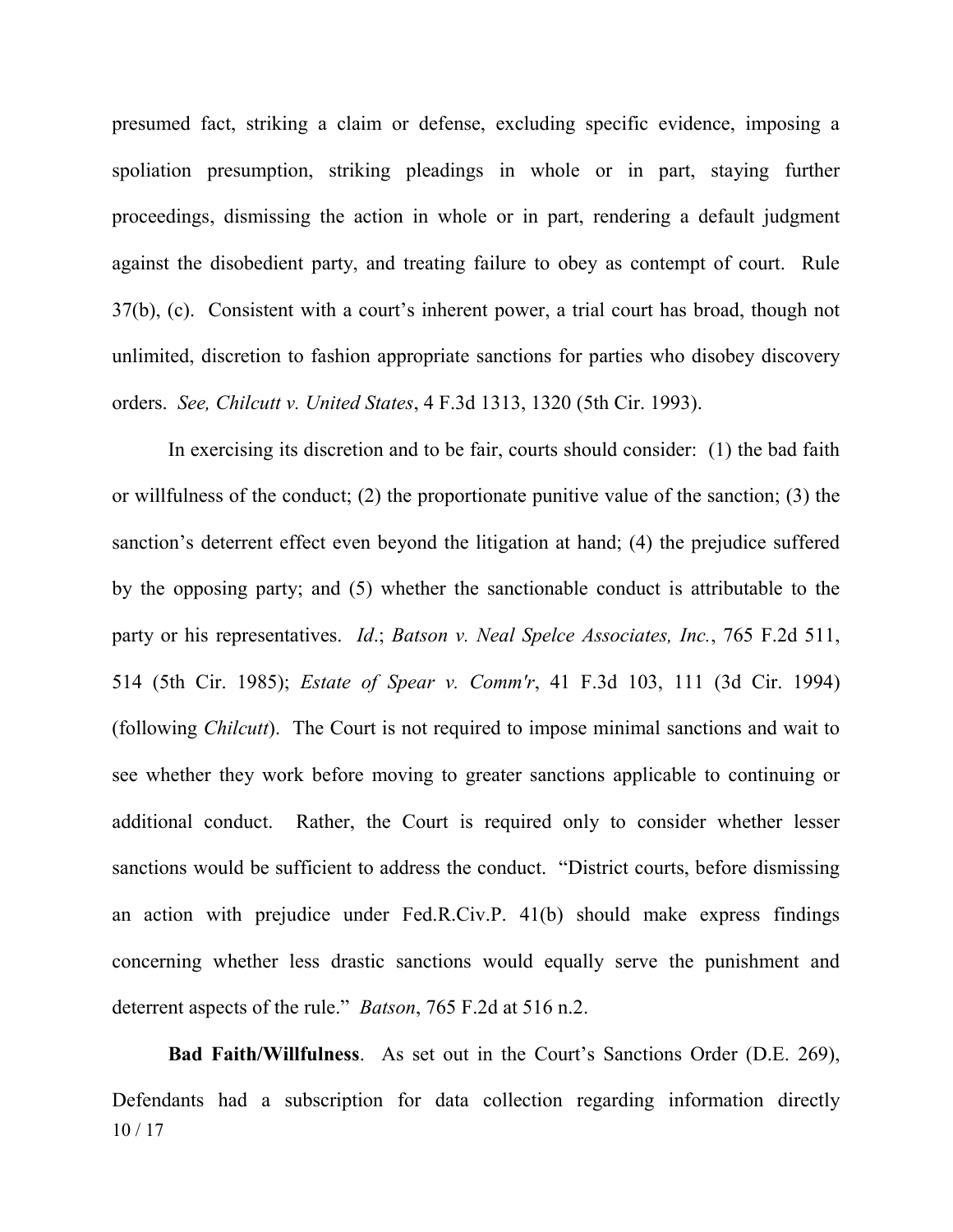presumed fact, striking a claim or defense, excluding specific evidence, imposing a spoliation presumption, striking pleadings in whole or in part, staying further proceedings, dismissing the action in whole or in part, rendering a default judgment against the disobedient party, and treating failure to obey as contempt of court. Rule 37(b), (c). Consistent with a court's inherent power, a trial court has broad, though not unlimited, discretion to fashion appropriate sanctions for parties who disobey discovery orders. *See, Chilcutt v. United States*, 4 F.3d 1313, 1320 (5th Cir. 1993).

In exercising its discretion and to be fair, courts should consider: (1) the bad faith or willfulness of the conduct; (2) the proportionate punitive value of the sanction; (3) the sanction's deterrent effect even beyond the litigation at hand; (4) the prejudice suffered by the opposing party; and (5) whether the sanctionable conduct is attributable to the party or his representatives. *Id*.; *Batson v. Neal Spelce Associates, Inc.*, 765 F.2d 511, 514 (5th Cir. 1985); *Estate of Spear v. Comm'r*, 41 F.3d 103, 111 (3d Cir. 1994) (following *Chilcutt*). The Court is not required to impose minimal sanctions and wait to see whether they work before moving to greater sanctions applicable to continuing or additional conduct. Rather, the Court is required only to consider whether lesser sanctions would be sufficient to address the conduct. "District courts, before dismissing an action with prejudice under Fed.R.Civ.P. 41(b) should make express findings concerning whether less drastic sanctions would equally serve the punishment and deterrent aspects of the rule." *Batson*, 765 F.2d at 516 n.2.

**Bad Faith/Willfulness**. As set out in the Court's Sanctions Order (D.E. 269), Defendants had a subscription for data collection regarding information directly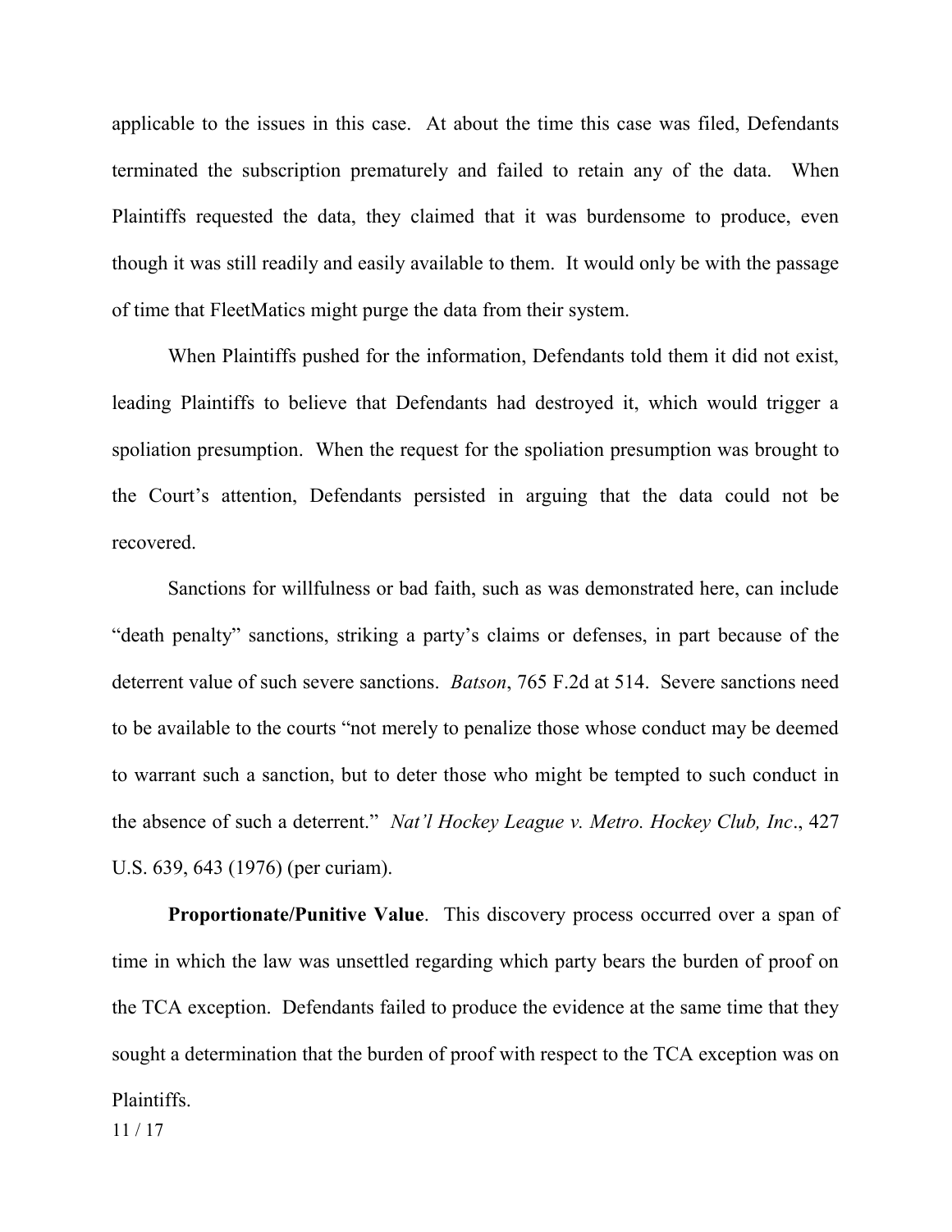applicable to the issues in this case. At about the time this case was filed, Defendants terminated the subscription prematurely and failed to retain any of the data. When Plaintiffs requested the data, they claimed that it was burdensome to produce, even though it was still readily and easily available to them. It would only be with the passage of time that FleetMatics might purge the data from their system.

When Plaintiffs pushed for the information, Defendants told them it did not exist, leading Plaintiffs to believe that Defendants had destroyed it, which would trigger a spoliation presumption. When the request for the spoliation presumption was brought to the Court's attention, Defendants persisted in arguing that the data could not be recovered.

Sanctions for willfulness or bad faith, such as was demonstrated here, can include "death penalty" sanctions, striking a party's claims or defenses, in part because of the deterrent value of such severe sanctions. *Batson*, 765 F.2d at 514. Severe sanctions need to be available to the courts "not merely to penalize those whose conduct may be deemed to warrant such a sanction, but to deter those who might be tempted to such conduct in the absence of such a deterrent." *Nat'l Hockey League v. Metro. Hockey Club, Inc*., 427 U.S. 639, 643 (1976) (per curiam).

**Proportionate/Punitive Value**. This discovery process occurred over a span of time in which the law was unsettled regarding which party bears the burden of proof on the TCA exception. Defendants failed to produce the evidence at the same time that they sought a determination that the burden of proof with respect to the TCA exception was on Plaintiffs.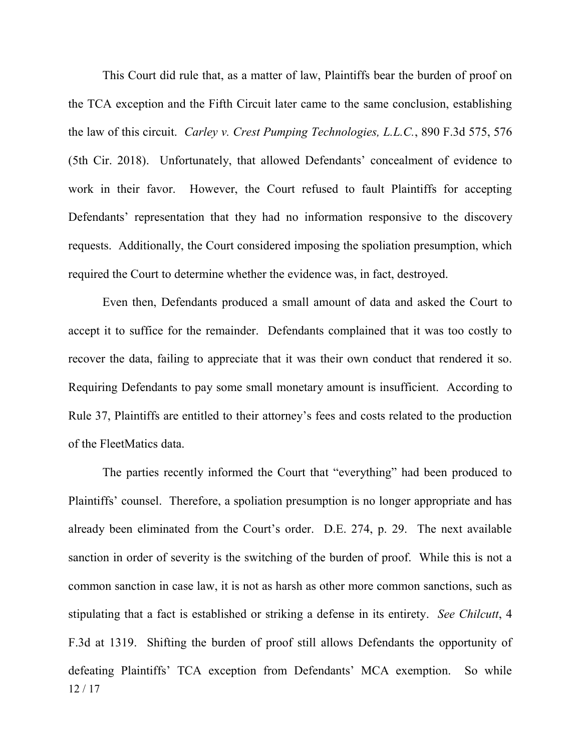This Court did rule that, as a matter of law, Plaintiffs bear the burden of proof on the TCA exception and the Fifth Circuit later came to the same conclusion, establishing the law of this circuit. *Carley v. Crest Pumping Technologies, L.L.C.*, 890 F.3d 575, 576 (5th Cir. 2018). Unfortunately, that allowed Defendants' concealment of evidence to work in their favor. However, the Court refused to fault Plaintiffs for accepting Defendants' representation that they had no information responsive to the discovery requests. Additionally, the Court considered imposing the spoliation presumption, which required the Court to determine whether the evidence was, in fact, destroyed.

Even then, Defendants produced a small amount of data and asked the Court to accept it to suffice for the remainder. Defendants complained that it was too costly to recover the data, failing to appreciate that it was their own conduct that rendered it so. Requiring Defendants to pay some small monetary amount is insufficient. According to Rule 37, Plaintiffs are entitled to their attorney's fees and costs related to the production of the FleetMatics data.

The parties recently informed the Court that "everything" had been produced to Plaintiffs' counsel. Therefore, a spoliation presumption is no longer appropriate and has already been eliminated from the Court's order. D.E. 274, p. 29. The next available sanction in order of severity is the switching of the burden of proof. While this is not a common sanction in case law, it is not as harsh as other more common sanctions, such as stipulating that a fact is established or striking a defense in its entirety. *See Chilcutt*, 4 F.3d at 1319. Shifting the burden of proof still allows Defendants the opportunity of defeating Plaintiffs' TCA exception from Defendants' MCA exemption. So while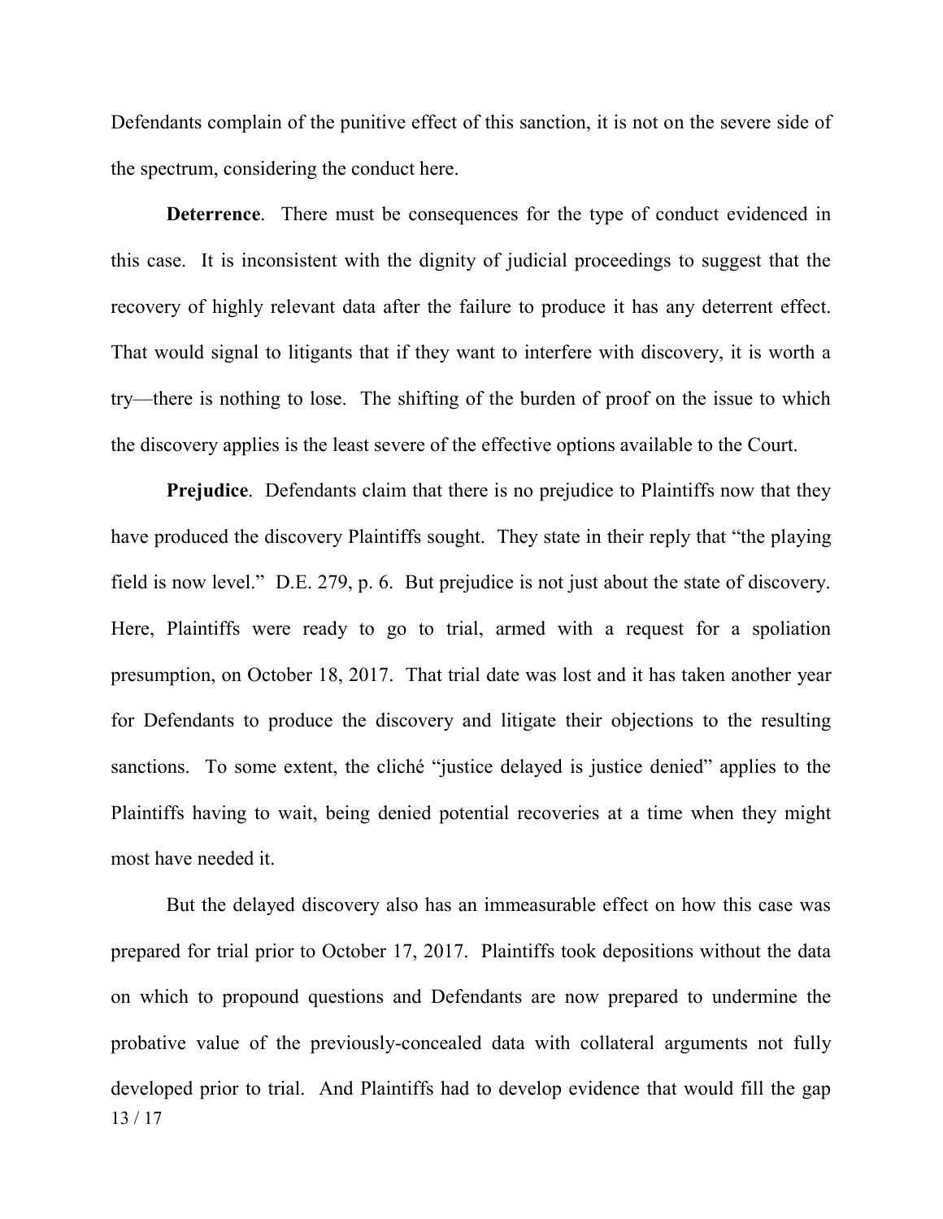Defendants complain of the punitive effect of this sanction, it is not on the severe side of the spectrum, considering the conduct here.

**Deterrence**. There must be consequences for the type of conduct evidenced in this case. It is inconsistent with the dignity of judicial proceedings to suggest that the recovery of highly relevant data after the failure to produce it has any deterrent effect. That would signal to litigants that if they want to interfere with discovery, it is worth a try—there is nothing to lose. The shifting of the burden of proof on the issue to which the discovery applies is the least severe of the effective options available to the Court.

**Prejudice**. Defendants claim that there is no prejudice to Plaintiffs now that they have produced the discovery Plaintiffs sought. They state in their reply that "the playing field is now level." D.E. 279, p. 6. But prejudice is not just about the state of discovery. Here, Plaintiffs were ready to go to trial, armed with a request for a spoliation presumption, on October 18, 2017. That trial date was lost and it has taken another year for Defendants to produce the discovery and litigate their objections to the resulting sanctions. To some extent, the cliché "justice delayed is justice denied" applies to the Plaintiffs having to wait, being denied potential recoveries at a time when they might most have needed it.

But the delayed discovery also has an immeasurable effect on how this case was prepared for trial prior to October 17, 2017. Plaintiffs took depositions without the data on which to propound questions and Defendants are now prepared to undermine the probative value of the previously-concealed data with collateral arguments not fully developed prior to trial. And Plaintiffs had to develop evidence that would fill the gap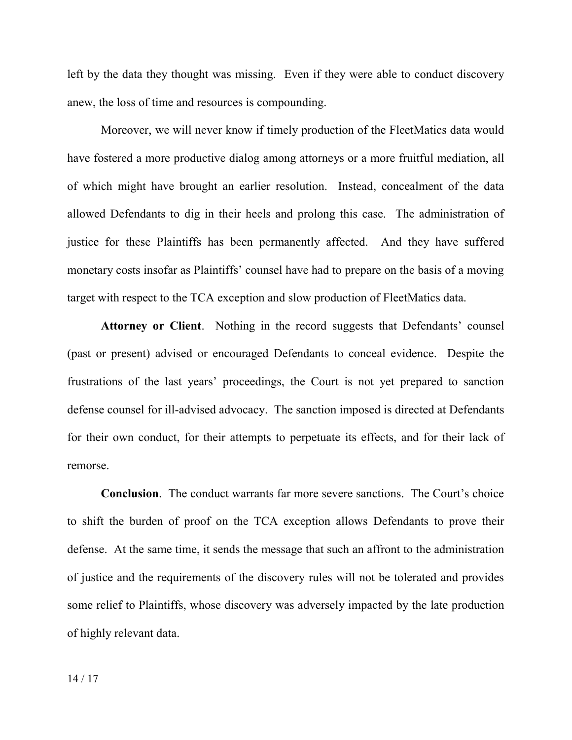left by the data they thought was missing. Even if they were able to conduct discovery anew, the loss of time and resources is compounding.

Moreover, we will never know if timely production of the FleetMatics data would have fostered a more productive dialog among attorneys or a more fruitful mediation, all of which might have brought an earlier resolution. Instead, concealment of the data allowed Defendants to dig in their heels and prolong this case. The administration of justice for these Plaintiffs has been permanently affected. And they have suffered monetary costs insofar as Plaintiffs' counsel have had to prepare on the basis of a moving target with respect to the TCA exception and slow production of FleetMatics data.

**Attorney or Client**. Nothing in the record suggests that Defendants' counsel (past or present) advised or encouraged Defendants to conceal evidence. Despite the frustrations of the last years' proceedings, the Court is not yet prepared to sanction defense counsel for ill-advised advocacy. The sanction imposed is directed at Defendants for their own conduct, for their attempts to perpetuate its effects, and for their lack of remorse.

**Conclusion**. The conduct warrants far more severe sanctions. The Court's choice to shift the burden of proof on the TCA exception allows Defendants to prove their defense. At the same time, it sends the message that such an affront to the administration of justice and the requirements of the discovery rules will not be tolerated and provides some relief to Plaintiffs, whose discovery was adversely impacted by the late production of highly relevant data.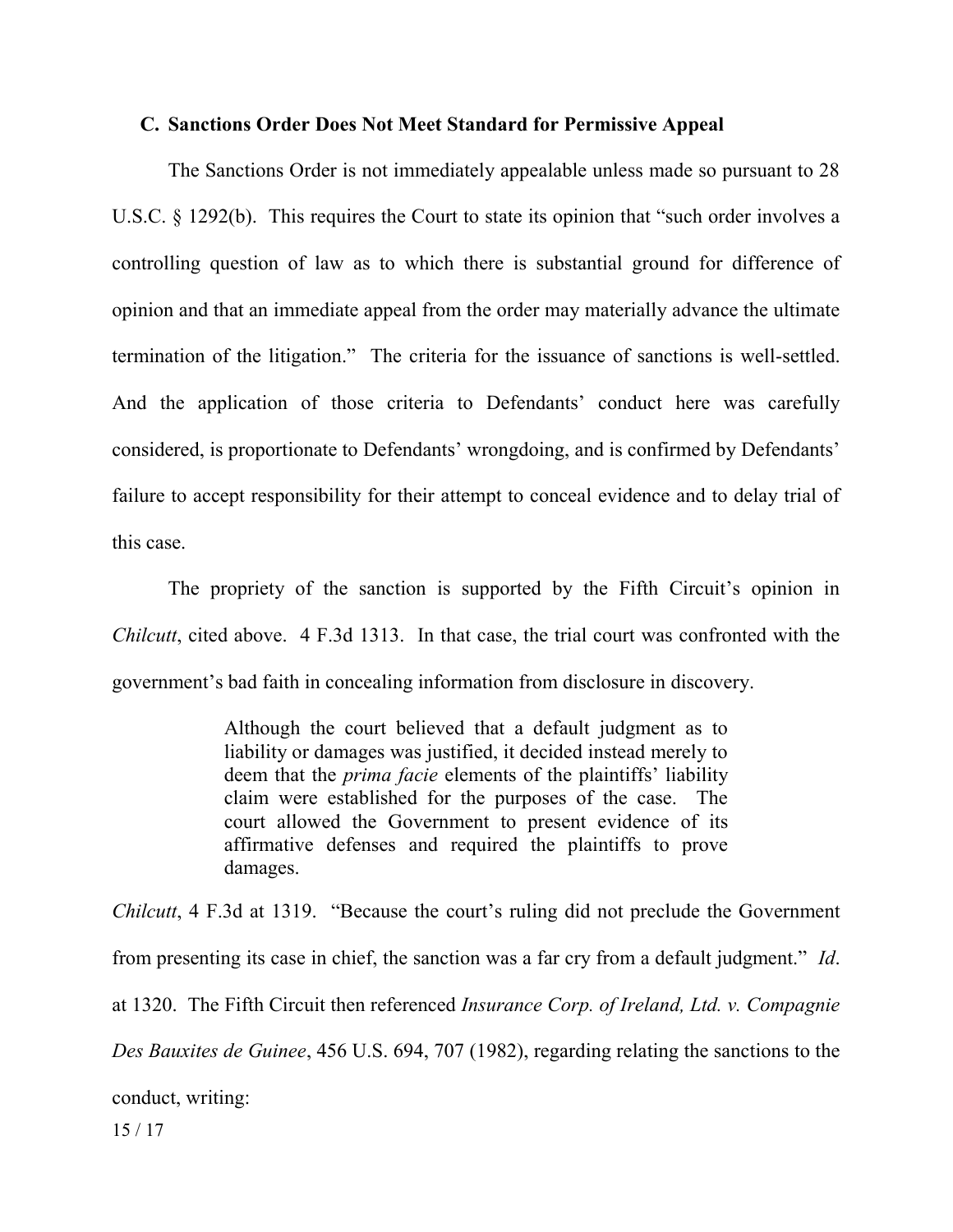### C. Sanctions Order Does Not Meet Standard for Permissive Appeal

The Sanctions Order is not immediately appealable unless made so pursuant to 28 U.S.C. § 1292(b). This requires the Court to state its opinion that "such order involves a controlling question of law as to which there is substantial ground for difference of opinion and that an immediate appeal from the order may materially advance the ultimate termination of the litigation." The criteria for the issuance of sanctions is well-settled. And the application of those criteria to Defendants' conduct here was carefully considered, is proportionate to Defendants' wrongdoing, and is confirmed by Defendants' failure to accept responsibility for their attempt to conceal evidence and to delay trial of this case.

The propriety of the sanction is supported by the Fifth Circuit's opinion in *Chilcutt*, cited above. 4 F.3d 1313. In that case, the trial court was confronted with the government's bad faith in concealing information from disclosure in discovery.

> Although the court believed that a default judgment as to liability or damages was justified, it decided instead merely to deem that the *prima facie* elements of the plaintiffs' liability claim were established for the purposes of the case. The court allowed the Government to present evidence of its affirmative defenses and required the plaintiffs to prove damages.

*Chilcutt*, 4 F.3d at 1319. "Because the court's ruling did not preclude the Government from presenting its case in chief, the sanction was a far cry from a default judgment." *Id*. at 1320. The Fifth Circuit then referenced *Insurance Corp. of Ireland, Ltd. v. Compagnie Des Bauxites de Guinee*, 456 U.S. 694, 707 (1982), regarding relating the sanctions to the conduct, writing: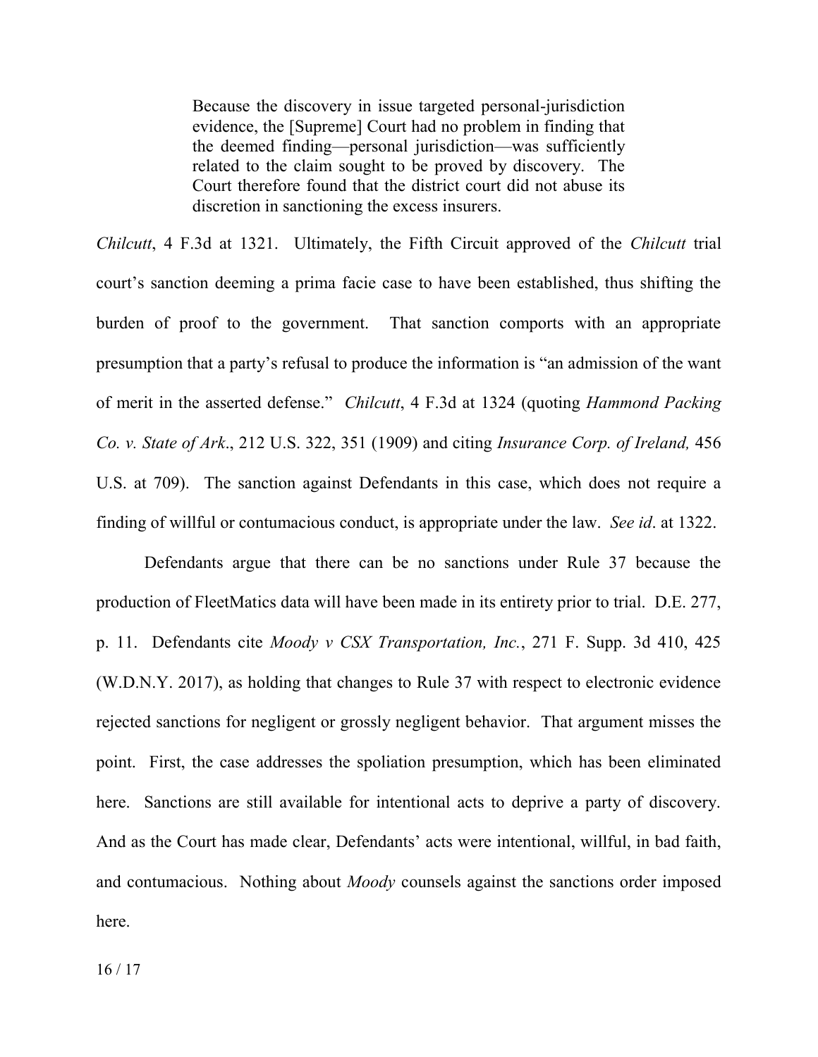> Because the discovery in issue targeted personal-jurisdiction evidence, the [Supreme] Court had no problem in finding that the deemed finding—personal jurisdiction—was sufficiently related to the claim sought to be proved by discovery. The Court therefore found that the district court did not abuse its discretion in sanctioning the excess insurers.

*Chilcutt*, 4 F.3d at 1321. Ultimately, the Fifth Circuit approved of the *Chilcutt* trial court's sanction deeming a prima facie case to have been established, thus shifting the burden of proof to the government. That sanction comports with an appropriate presumption that a party's refusal to produce the information is "an admission of the want of merit in the asserted defense." *Chilcutt*, 4 F.3d at 1324 (quoting *Hammond Packing Co. v. State of Ark*., 212 U.S. 322, 351 (1909) and citing *Insurance Corp. of Ireland,* 456 U.S. at 709). The sanction against Defendants in this case, which does not require a finding of willful or contumacious conduct, is appropriate under the law. *See id*. at 1322.

Defendants argue that there can be no sanctions under Rule 37 because the production of FleetMatics data will have been made in its entirety prior to trial. D.E. 277, p. 11. Defendants cite *Moody v CSX Transportation, Inc.*, 271 F. Supp. 3d 410, 425 (W.D.N.Y. 2017), as holding that changes to Rule 37 with respect to electronic evidence rejected sanctions for negligent or grossly negligent behavior. That argument misses the point. First, the case addresses the spoliation presumption, which has been eliminated here. Sanctions are still available for intentional acts to deprive a party of discovery. And as the Court has made clear, Defendants' acts were intentional, willful, in bad faith, and contumacious. Nothing about *Moody* counsels against the sanctions order imposed here.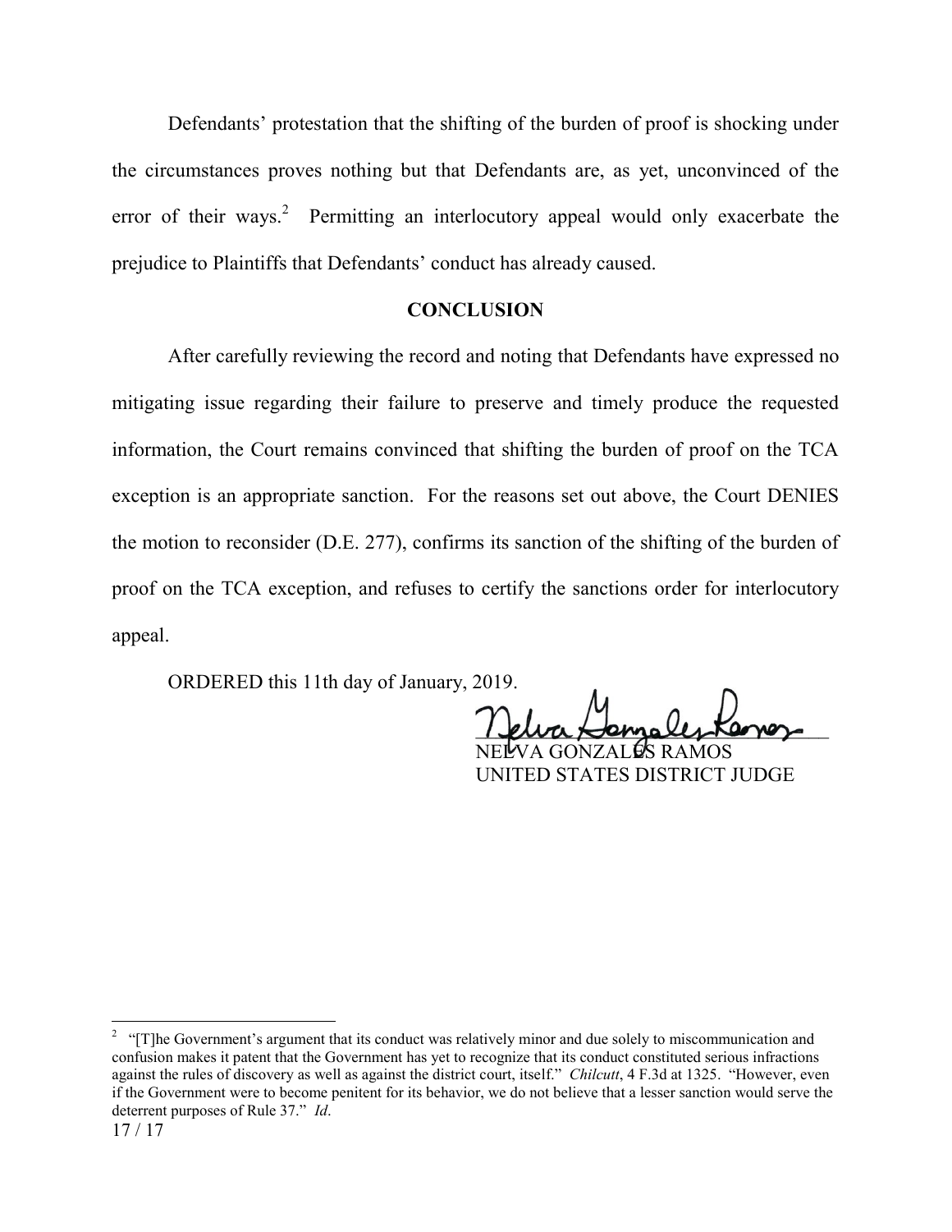Defendants' protestation that the shifting of the burden of proof is shocking under the circumstances proves nothing but that Defendants are, as yet, unconvinced of the error of their ways.[2] Permitting an interlocutory appeal would only exacerbate the prejudice to Plaintiffs that Defendants' conduct has already caused.

## CONCLUSION

After carefully reviewing the record and noting that Defendants have expressed no mitigating issue regarding their failure to preserve and timely produce the requested information, the Court remains convinced that shifting the burden of proof on the TCA exception is an appropriate sanction. For the reasons set out above, the Court DENIES the motion to reconsider (D.E. 277), confirms its sanction of the shifting of the burden of proof on the TCA exception, and refuses to certify the sanctions order for interlocutory appeal.

ORDERED this 11th day of January, 2019.

NELVA GONZALES RAMOS
UNITED STATES DISTRICT JUDGE

---

[2] "[T]he Government's argument that its conduct was relatively minor and due solely to miscommunication and confusion makes it patent that the Government has yet to recognize that its conduct constituted serious infractions against the rules of discovery as well as against the district court, itself." *Chilcutt*, 4 F.3d at 1325. "However, even if the Government were to become penitent for its behavior, we do not believe that a lesser sanction would serve the deterrent purposes of Rule 37." *Id*.